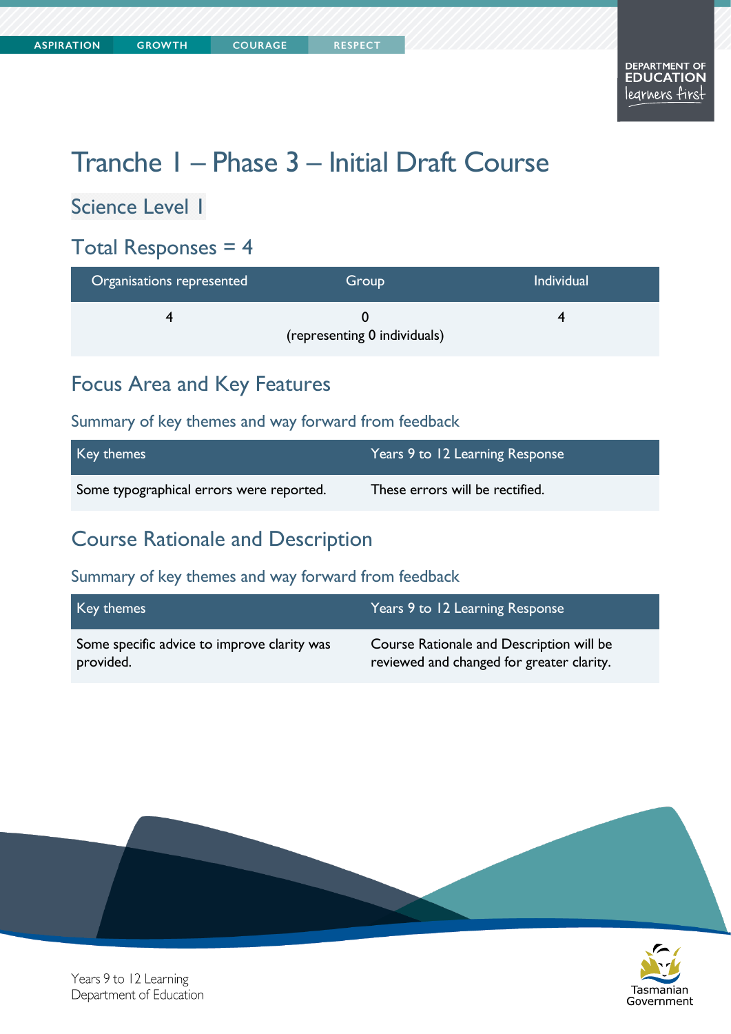# Tranche 1 – Phase 3 – Initial Draft Course

## Science Level 1

## Total Responses = 4

| Organisations represented | Group | Individual |
|---|---|---|
| 4 | 0<br>(representing 0 individuals) | 4 |

## Focus Area and Key Features

### Summary of key themes and way forward from feedback

| Key themes | Years 9 to 12 Learning Response |
|---|---|
| Some typographical errors were reported. | These errors will be rectified. |

## Course Rationale and Description

### Summary of key themes and way forward from feedback

| Key themes | Years 9 to 12 Learning Response |
|---|---|
| Some specific advice to improve clarity was provided. | Course Rationale and Description will be reviewed and changed for greater clarity. |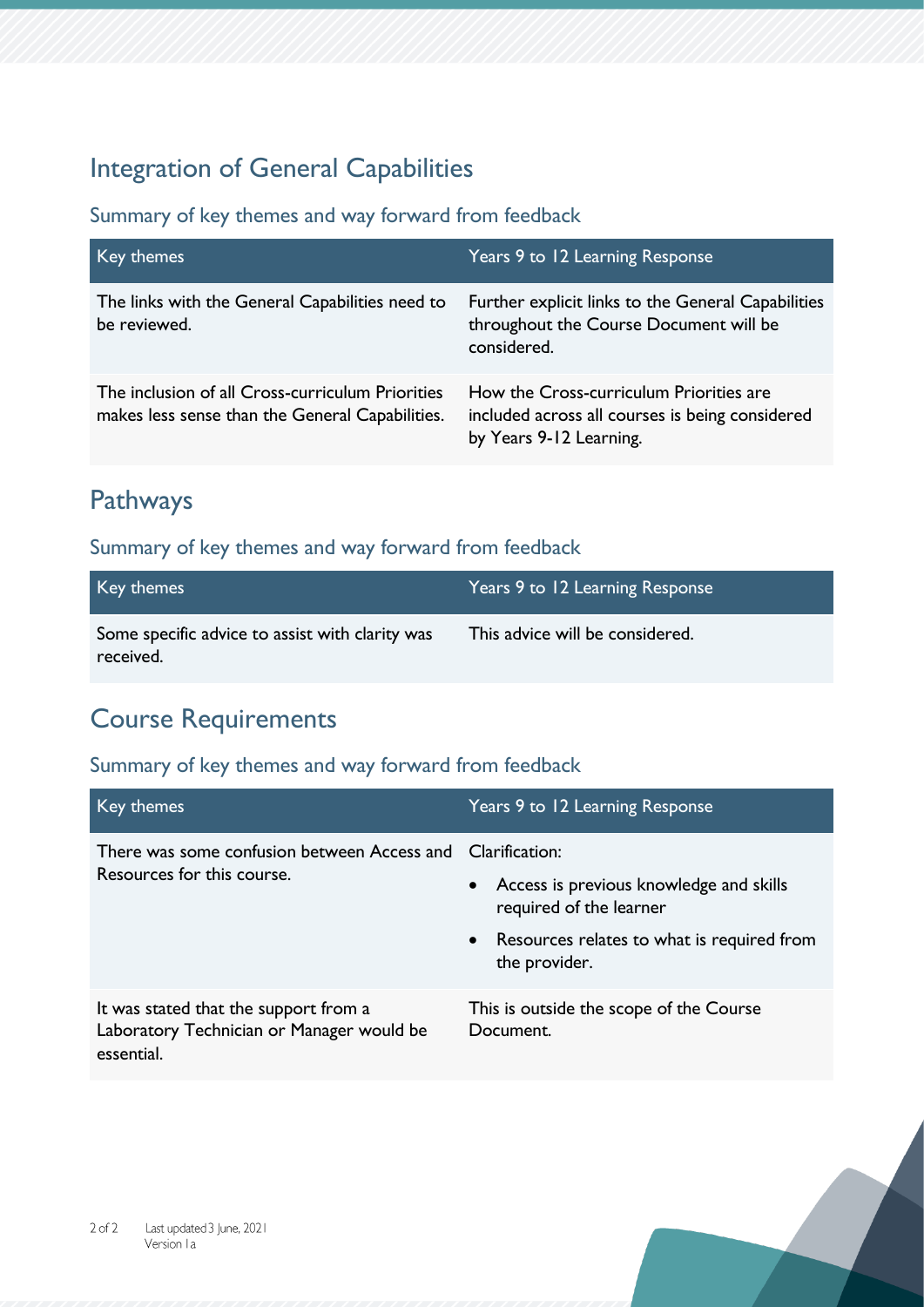## Integration of General Capabilities

### Summary of key themes and way forward from feedback

| Key themes | Years 9 to 12 Learning Response |
| --- | --- |
| The links with the General Capabilities need to be reviewed. | Further explicit links to the General Capabilities throughout the Course Document will be considered. |
| The inclusion of all Cross-curriculum Priorities makes less sense than the General Capabilities. | How the Cross-curriculum Priorities are included across all courses is being considered by Years 9-12 Learning. |

## Pathways

### Summary of key themes and way forward from feedback

| Key themes | Years 9 to 12 Learning Response |
| --- | --- |
| Some specific advice to assist with clarity was received. | This advice will be considered. |

## Course Requirements

### Summary of key themes and way forward from feedback

| Key themes | Years 9 to 12 Learning Response |
| --- | --- |
| There was some confusion between Access and Resources for this course. | Clarification: <br>• Access is previous knowledge and skills required of the learner <br>• Resources relates to what is required from the provider. |
| It was stated that the support from a Laboratory Technician or Manager would be essential. | This is outside the scope of the Course Document. |

Last updated 3 June, 2021
Version 1a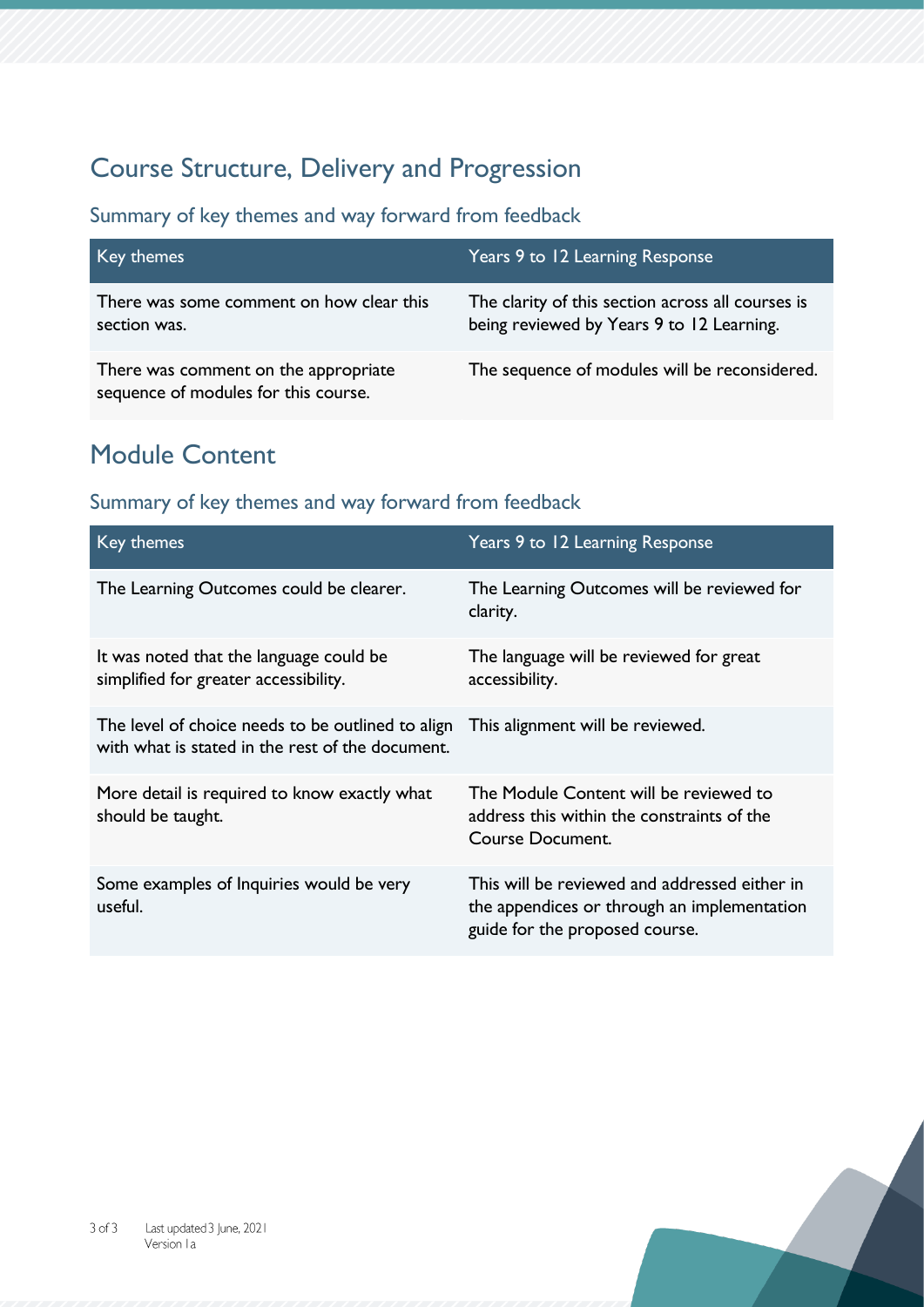## Course Structure, Delivery and Progression

### Summary of key themes and way forward from feedback

| Key themes | Years 9 to 12 Learning Response |
| --- | --- |
| There was some comment on how clear this section was. | The clarity of this section across all courses is being reviewed by Years 9 to 12 Learning. |
| There was comment on the appropriate sequence of modules for this course. | The sequence of modules will be reconsidered. |

## Module Content

### Summary of key themes and way forward from feedback

| Key themes | Years 9 to 12 Learning Response |
| --- | --- |
| The Learning Outcomes could be clearer. | The Learning Outcomes will be reviewed for clarity. |
| It was noted that the language could be simplified for greater accessibility. | The language will be reviewed for great accessibility. |
| The level of choice needs to be outlined to align with what is stated in the rest of the document. | This alignment will be reviewed. |
| More detail is required to know exactly what should be taught. | The Module Content will be reviewed to address this within the constraints of the Course Document. |
| Some examples of Inquiries would be very useful. | This will be reviewed and addressed either in the appendices or through an implementation guide for the proposed course. |

Last updated 3 June, 2021
Version 1a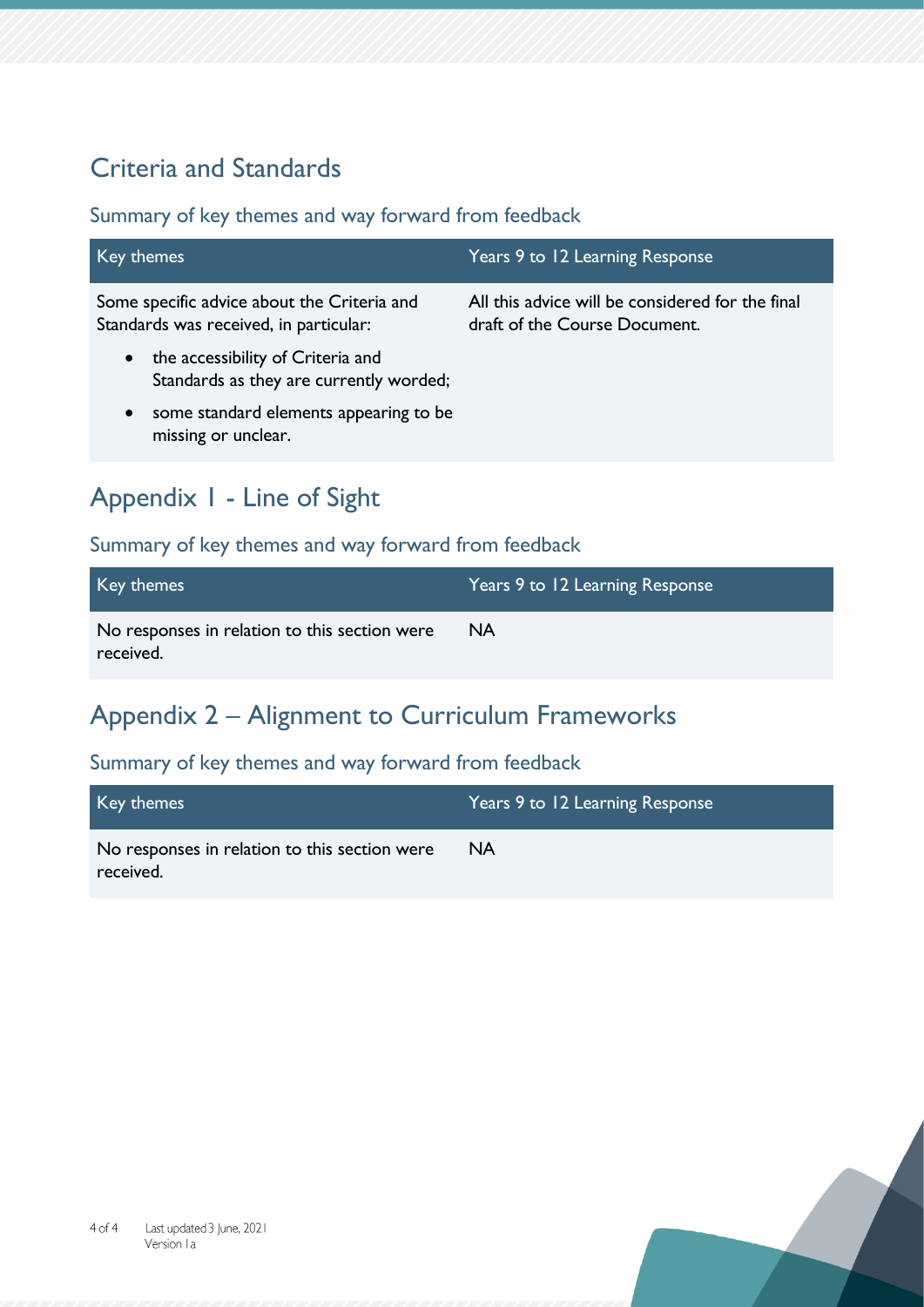## Criteria and Standards

### Summary of key themes and way forward from feedback

| Key themes | Years 9 to 12 Learning Response |
|---|---|
| Some specific advice about the Criteria and Standards was received, in particular:<br>• the accessibility of Criteria and Standards as they are currently worded;<br>• some standard elements appearing to be missing or unclear. | All this advice will be considered for the final draft of the Course Document. |

## Appendix 1 - Line of Sight

### Summary of key themes and way forward from feedback

| Key themes | Years 9 to 12 Learning Response |
|---|---|
| No responses in relation to this section were received. | NA |

## Appendix 2 – Alignment to Curriculum Frameworks

### Summary of key themes and way forward from feedback

| Key themes | Years 9 to 12 Learning Response |
|---|---|
| No responses in relation to this section were received. | NA |

Last updated 3 June, 2021
Version 1a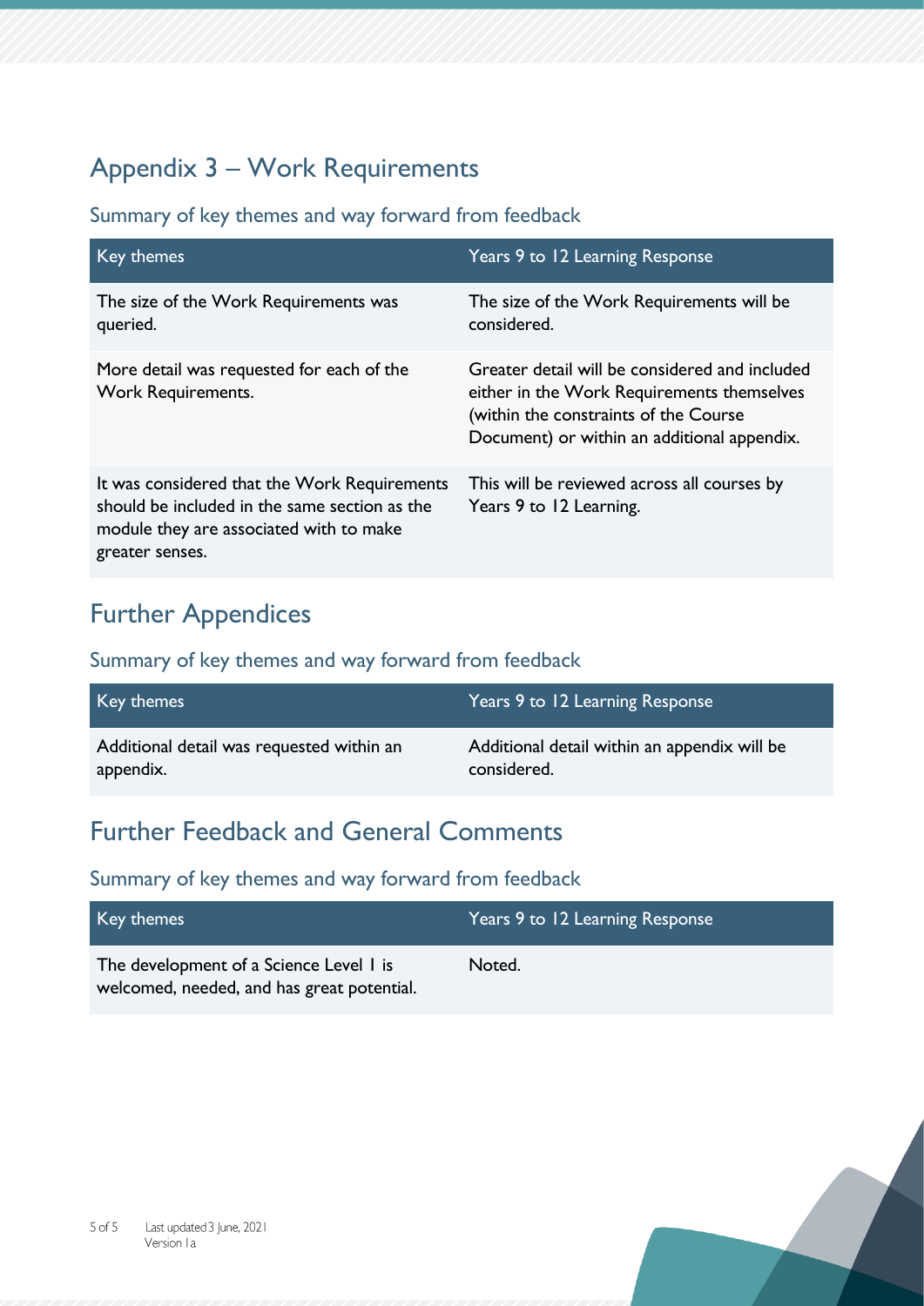## Appendix 3 – Work Requirements

### Summary of key themes and way forward from feedback

| Key themes | Years 9 to 12 Learning Response |
| --- | --- |
| The size of the Work Requirements was queried. | The size of the Work Requirements will be considered. |
| More detail was requested for each of the Work Requirements. | Greater detail will be considered and included either in the Work Requirements themselves (within the constraints of the Course Document) or within an additional appendix. |
| It was considered that the Work Requirements should be included in the same section as the module they are associated with to make greater senses. | This will be reviewed across all courses by Years 9 to 12 Learning. |

## Further Appendices

### Summary of key themes and way forward from feedback

| Key themes | Years 9 to 12 Learning Response |
| --- | --- |
| Additional detail was requested within an appendix. | Additional detail within an appendix will be considered. |

## Further Feedback and General Comments

### Summary of key themes and way forward from feedback

| Key themes | Years 9 to 12 Learning Response |
| --- | --- |
| The development of a Science Level 1 is welcomed, needed, and has great potential. | Noted. |

Last updated 3 June, 2021
Version 1a